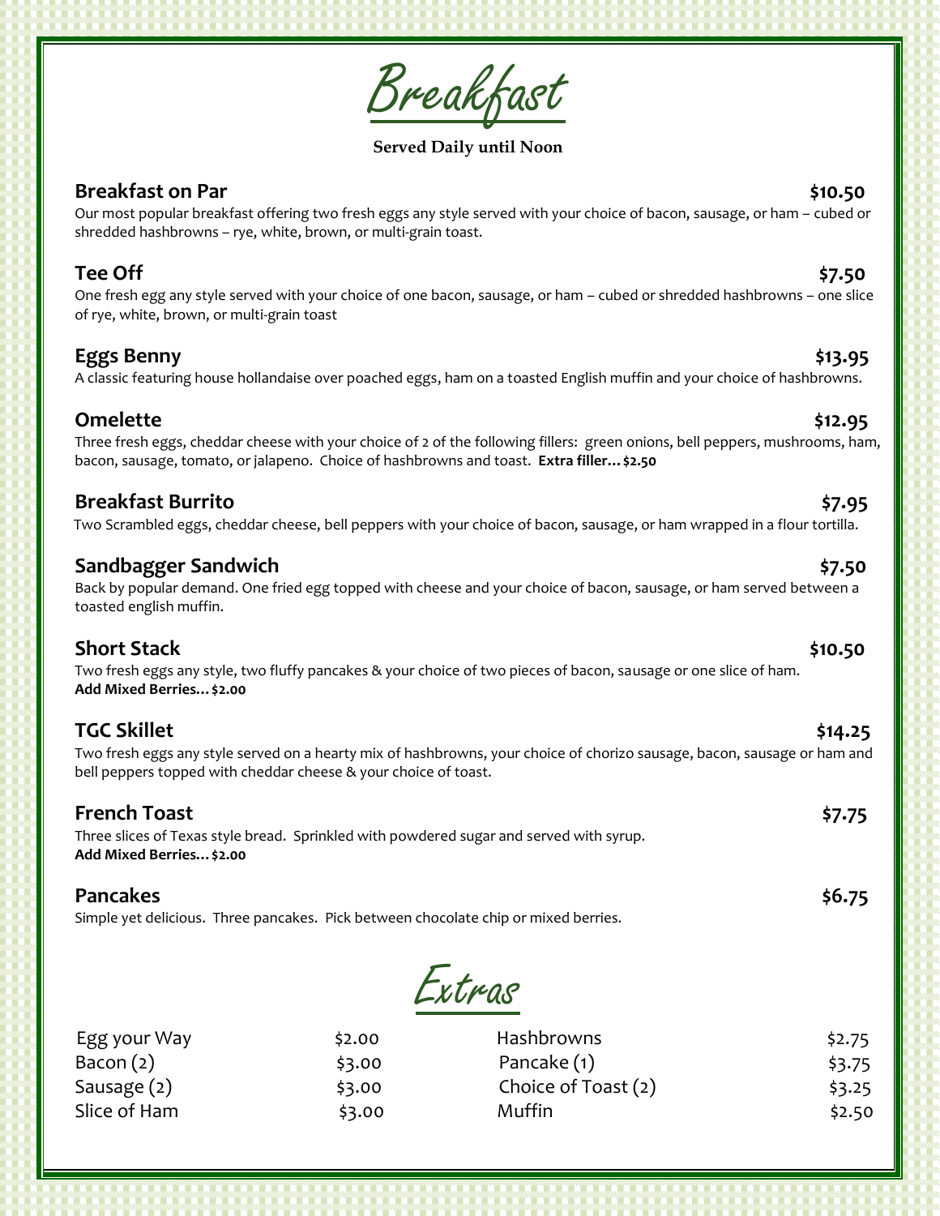# Breakfast

**Served Daily until Noon**

### Breakfast on Par — $10.50

Our most popular breakfast offering two fresh eggs any style served with your choice of bacon, sausage, or ham – cubed or shredded hashbrowns – rye, white, brown, or multi-grain toast.

### Tee Off — $7.50

One fresh egg any style served with your choice of one bacon, sausage, or ham – cubed or shredded hashbrowns – one slice of rye, white, brown, or multi-grain toast

### Eggs Benny — $13.95

A classic featuring house hollandaise over poached eggs, ham on a toasted English muffin and your choice of hashbrowns.

### Omelette — $12.95

Three fresh eggs, cheddar cheese with your choice of 2 of the following fillers: green onions, bell peppers, mushrooms, ham, bacon, sausage, tomato, or jalapeno. Choice of hashbrowns and toast. **Extra filler… $2.50**

### Breakfast Burrito — $7.95

Two Scrambled eggs, cheddar cheese, bell peppers with your choice of bacon, sausage, or ham wrapped in a flour tortilla.

### Sandbagger Sandwich — $7.50

Back by popular demand. One fried egg topped with cheese and your choice of bacon, sausage, or ham served between a toasted english muffin.

### Short Stack — $10.50

Two fresh eggs any style, two fluffy pancakes & your choice of two pieces of bacon, sausage or one slice of ham.
**Add Mixed Berries… $2.00**

### TGC Skillet — $14.25

Two fresh eggs any style served on a hearty mix of hashbrowns, your choice of chorizo sausage, bacon, sausage or ham and bell peppers topped with cheddar cheese & your choice of toast.

### French Toast — $7.75

Three slices of Texas style bread. Sprinkled with powdered sugar and served with syrup.
**Add Mixed Berries… $2.00**

### Pancakes — $6.75

Simple yet delicious. Three pancakes. Pick between chocolate chip or mixed berries.

## Extras

| Item | Price | Item | Price |
| --- | --- | --- | --- |
| Egg your Way | $2.00 | Hashbrowns | $2.75 |
| Bacon (2) | $3.00 | Pancake (1) | $3.75 |
| Sausage (2) | $3.00 | Choice of Toast (2) | $3.25 |
| Slice of Ham | $3.00 | Muffin | $2.50 |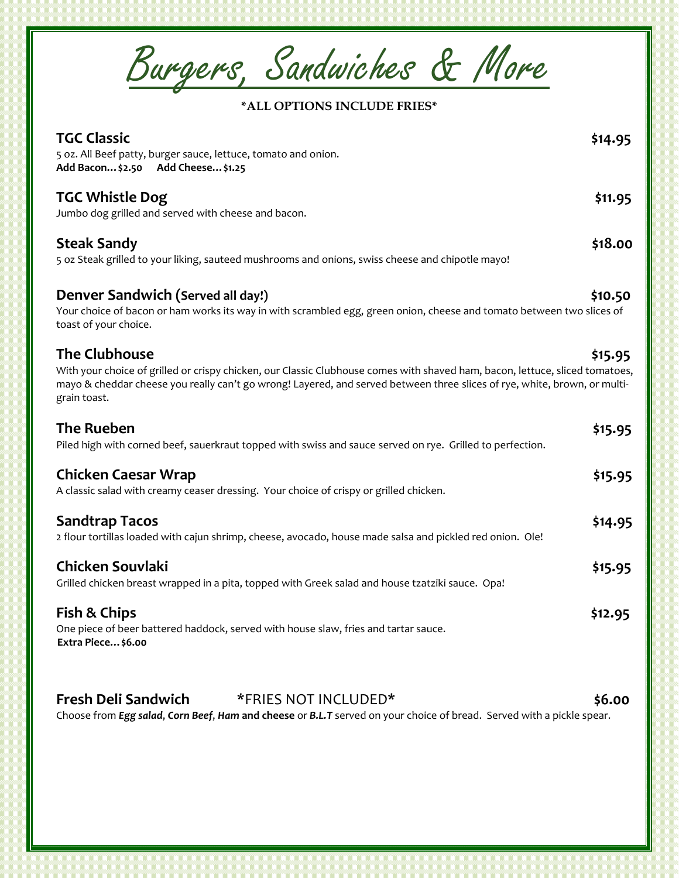# Burgers, Sandwiches & More

**\*ALL OPTIONS INCLUDE FRIES\***

## TGC Classic — $14.95

5 oz. All Beef patty, burger sauce, lettuce, tomato and onion.
**Add Bacon…$2.50 Add Cheese…$1.25**

## TGC Whistle Dog — $11.95

Jumbo dog grilled and served with cheese and bacon.

## Steak Sandy — $18.00

5 oz Steak grilled to your liking, sauteed mushrooms and onions, swiss cheese and chipotle mayo!

## Denver Sandwich (Served all day!) — $10.50

Your choice of bacon or ham works its way in with scrambled egg, green onion, cheese and tomato between two slices of toast of your choice.

## The Clubhouse — $15.95

With your choice of grilled or crispy chicken, our Classic Clubhouse comes with shaved ham, bacon, lettuce, sliced tomatoes, mayo & cheddar cheese you really can't go wrong! Layered, and served between three slices of rye, white, brown, or multi-grain toast.

## The Rueben — $15.95

Piled high with corned beef, sauerkraut topped with swiss and sauce served on rye. Grilled to perfection.

## Chicken Caesar Wrap — $15.95

A classic salad with creamy ceaser dressing. Your choice of crispy or grilled chicken.

## Sandtrap Tacos — $14.95

2 flour tortillas loaded with cajun shrimp, cheese, avocado, house made salsa and pickled red onion. Ole!

## Chicken Souvlaki — $15.95

Grilled chicken breast wrapped in a pita, topped with Greek salad and house tzatziki sauce. Opa!

## Fish & Chips — $12.95

One piece of beer battered haddock, served with house slaw, fries and tartar sauce.
**Extra Piece…$6.00**

## Fresh Deli Sandwich \*FRIES NOT INCLUDED\* — $6.00

Choose from ***Egg salad***, ***Corn Beef***, ***Ham* and cheese** or ***B.L.T*** served on your choice of bread. Served with a pickle spear.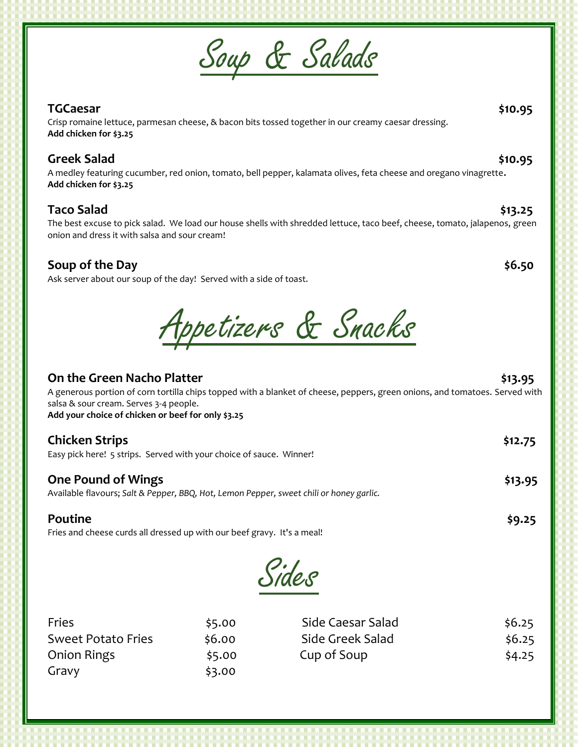# Soup & Salads

### TGCaesar — $10.95
Crisp romaine lettuce, parmesan cheese, & bacon bits tossed together in our creamy caesar dressing.
**Add chicken for $3.25**

### Greek Salad — $10.95
A medley featuring cucumber, red onion, tomato, bell pepper, kalamata olives, feta cheese and oregano vinagrette.
**Add chicken for $3.25**

### Taco Salad — $13.25
The best excuse to pick salad. We load our house shells with shredded lettuce, taco beef, cheese, tomato, jalapenos, green onion and dress it with salsa and sour cream!

### Soup of the Day — $6.50
Ask server about our soup of the day! Served with a side of toast.

# Appetizers & Snacks

### On the Green Nacho Platter — $13.95
A generous portion of corn tortilla chips topped with a blanket of cheese, peppers, green onions, and tomatoes. Served with salsa & sour cream. Serves 3-4 people.
**Add your choice of chicken or beef for only $3.25**

### Chicken Strips — $12.75
Easy pick here! 5 strips. Served with your choice of sauce. Winner!

### One Pound of Wings — $13.95
Available flavours; *Salt & Pepper, BBQ, Hot, Lemon Pepper, sweet chili or honey garlic.*

### Poutine — $9.25
Fries and cheese curds all dressed up with our beef gravy. It's a meal!

# Sides

| Item | Price | Item | Price |
|---|---|---|---|
| Fries | $5.00 | Side Caesar Salad | $6.25 |
| Sweet Potato Fries | $6.00 | Side Greek Salad | $6.25 |
| Onion Rings | $5.00 | Cup of Soup | $4.25 |
| Gravy | $3.00 | | |